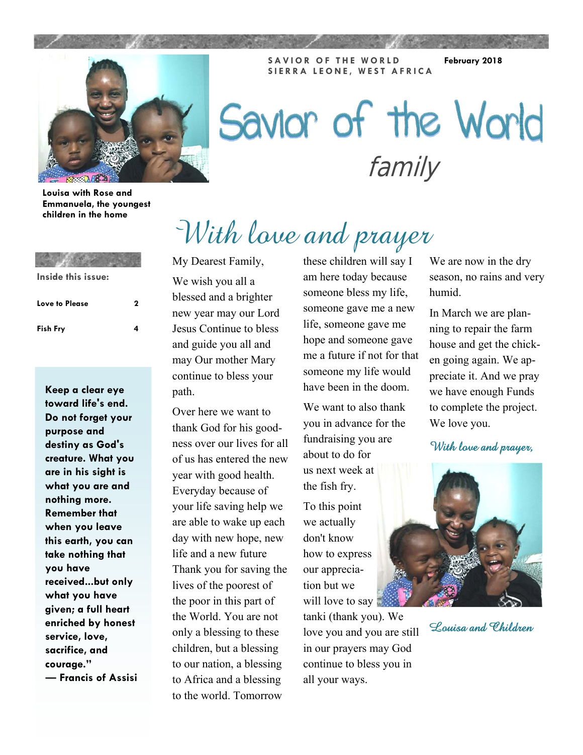SAVIOR OF THE WORLD
SIERRA LEONE, WEST AFRICA

February 2018

# Savior of the World *family*

Louisa with Rose and Emmanuela, the youngest children in the home

**Inside this issue:**

| | |
|---|---|
| Love to Please | 2 |
| Fish Fry | 4 |

**Keep a clear eye toward life's end. Do not forget your purpose and destiny as God's creature. What you are in his sight is what you are and nothing more. Remember that when you leave this earth, you can take nothing that you have received...but only what you have given; a full heart enriched by honest service, love, sacrifice, and courage." — Francis of Assisi**

## *With love and prayer*

My Dearest Family,

We wish you all a blessed and a brighter new year may our Lord Jesus Continue to bless and guide you all and may Our mother Mary continue to bless your path.

Over here we want to thank God for his goodness over our lives for all of us has entered the new year with good health. Everyday because of your life saving help we are able to wake up each day with new hope, new life and a new future Thank you for saving the lives of the poorest of the poor in this part of the World. You are not only a blessing to these children, but a blessing to our nation, a blessing to Africa and a blessing to the world. Tomorrow these children will say I am here today because someone bless my life, someone gave me a new life, someone gave me hope and someone gave me a future if not for that someone my life would have been in the doom.

We want to also thank you in advance for the fundraising you are about to do for us next week at the fish fry.

To this point we actually don't know how to express our appreciation but we will love to say tanki (thank you). We love you and you are still in our prayers may God continue to bless you in all your ways.

We are now in the dry season, no rains and very humid.

In March we are planning to repair the farm house and get the chicken going again. We appreciate it. And we pray we have enough Funds to complete the project. We love you.

*With love and prayer,*

*Louisa and Children*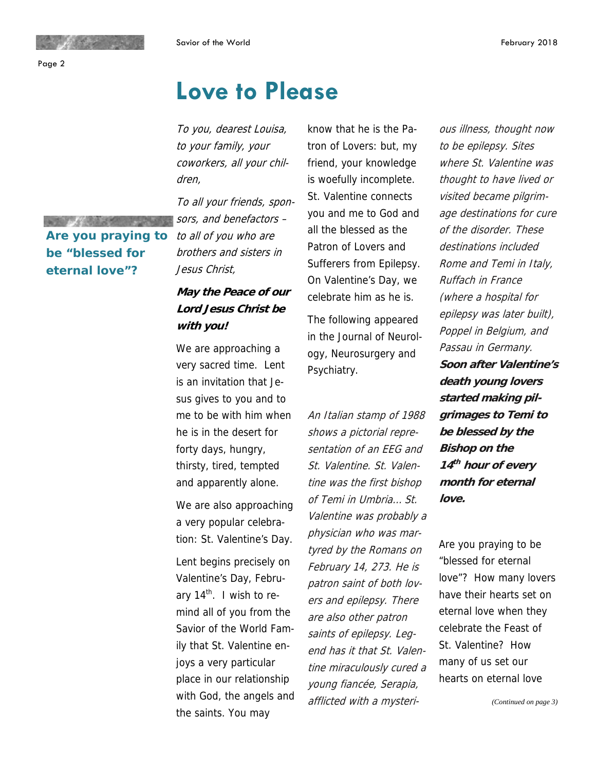# Love to Please

**Are you praying to be "blessed for eternal love"?**

*To you, dearest Louisa, to your family, your coworkers, all your children,*

*To all your friends, sponsors, and benefactors – to all of you who are brothers and sisters in Jesus Christ,*

***May the Peace of our Lord Jesus Christ be with you!***

We are approaching a very sacred time. Lent is an invitation that Jesus gives to you and to me to be with him when he is in the desert for forty days, hungry, thirsty, tired, tempted and apparently alone.

We are also approaching a very popular celebration: St. Valentine's Day.

Lent begins precisely on Valentine's Day, February 14th. I wish to remind all of you from the Savior of the World Family that St. Valentine enjoys a very particular place in our relationship with God, the angels and the saints. You may know that he is the Patron of Lovers: but, my friend, your knowledge is woefully incomplete. St. Valentine connects you and me to God and all the blessed as the Patron of Lovers and Sufferers from Epilepsy. On Valentine's Day, we celebrate him as he is.

The following appeared in the Journal of Neurology, Neurosurgery and Psychiatry.

*An Italian stamp of 1988 shows a pictorial representation of an EEG and St. Valentine. St. Valentine was the first bishop of Temi in Umbria... St. Valentine was probably a physician who was martyred by the Romans on February 14, 273. He is patron saint of both lovers and epilepsy. There are also other patron saints of epilepsy. Legend has it that St. Valentine miraculously cured a young fiancée, Serapia, afflicted with a mysterious illness, thought now to be epilepsy. Sites where St. Valentine was thought to have lived or visited became pilgrimage destinations for cure of the disorder. These destinations included Rome and Temi in Italy, Ruffach in France (where a hospital for epilepsy was later built), Poppel in Belgium, and Passau in Germany.* ***Soon after Valentine's death young lovers started making pilgrimages to Temi to be blessed by the Bishop on the 14th hour of every month for eternal love.***

Are you praying to be "blessed for eternal love"? How many lovers have their hearts set on eternal love when they celebrate the Feast of St. Valentine? How many of us set our hearts on eternal love

*(Continued on page 3)*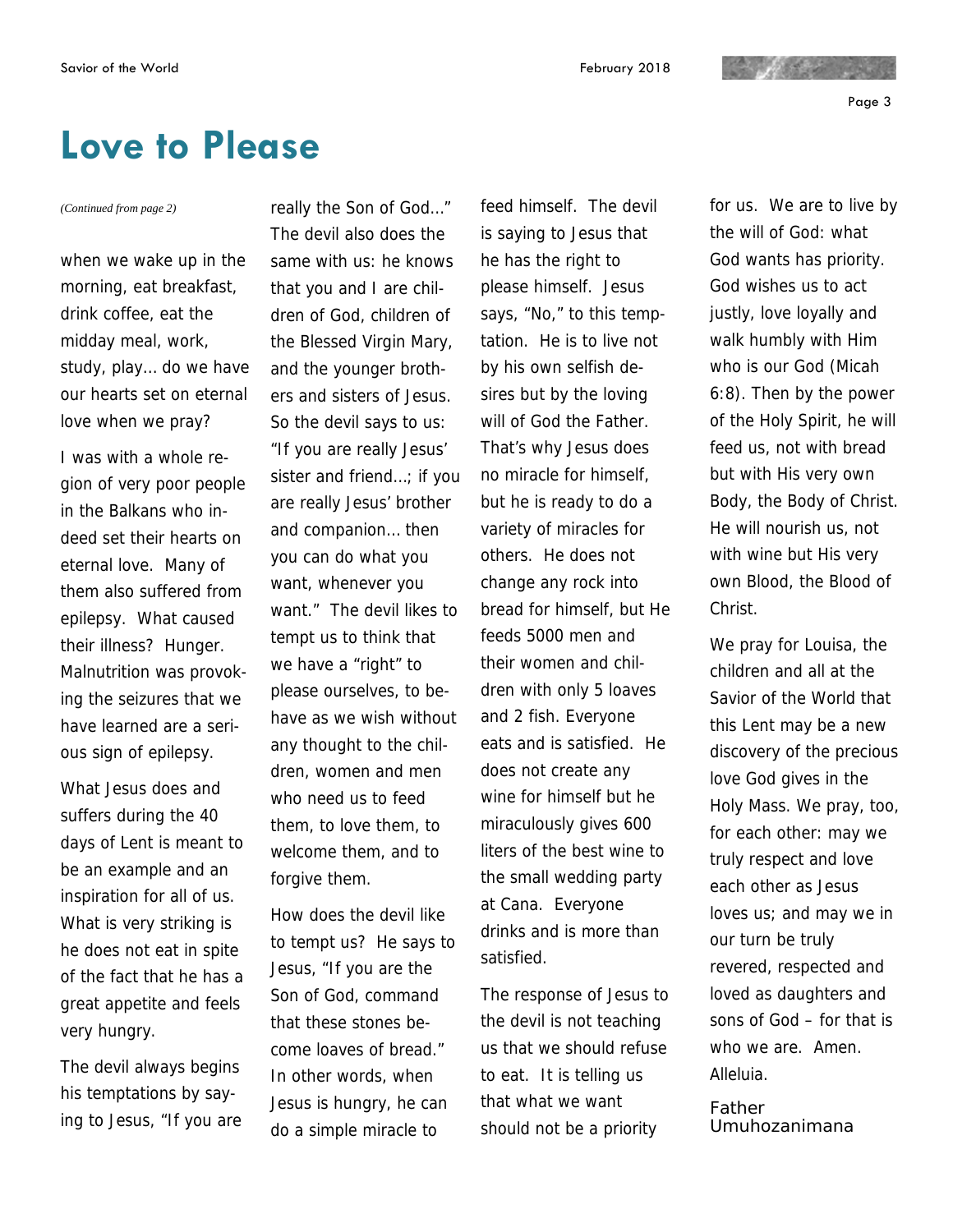# Love to Please

*(Continued from page 2)*

when we wake up in the morning, eat breakfast, drink coffee, eat the midday meal, work, study, play… do we have our hearts set on eternal love when we pray?

I was with a whole region of very poor people in the Balkans who indeed set their hearts on eternal love. Many of them also suffered from epilepsy. What caused their illness? Hunger. Malnutrition was provoking the seizures that we have learned are a serious sign of epilepsy.

What Jesus does and suffers during the 40 days of Lent is meant to be an example and an inspiration for all of us. What is very striking is he does not eat in spite of the fact that he has a great appetite and feels very hungry.

The devil always begins his temptations by saying to Jesus, "If you are really the Son of God…" The devil also does the same with us: he knows that you and I are children of God, children of the Blessed Virgin Mary, and the younger brothers and sisters of Jesus. So the devil says to us: "If you are really Jesus' sister and friend…; if you are really Jesus' brother and companion… then you can do what you want, whenever you want." The devil likes to tempt us to think that we have a "right" to please ourselves, to behave as we wish without any thought to the children, women and men who need us to feed them, to love them, to welcome them, and to forgive them.

How does the devil like to tempt us? He says to Jesus, "If you are the Son of God, command that these stones become loaves of bread." In other words, when Jesus is hungry, he can do a simple miracle to feed himself. The devil is saying to Jesus that he has the right to please himself. Jesus says, "No," to this temptation. He is to live not by his own selfish desires but by the loving will of God the Father. That's why Jesus does no miracle for himself, but he is ready to do a variety of miracles for others. He does not change any rock into bread for himself, but He feeds 5000 men and their women and children with only 5 loaves and 2 fish. Everyone eats and is satisfied. He does not create any wine for himself but he miraculously gives 600 liters of the best wine to the small wedding party at Cana. Everyone drinks and is more than satisfied.

The response of Jesus to the devil is not teaching us that we should refuse to eat. It is telling us that what we want should not be a priority for us. We are to live by the will of God: what God wants has priority. God wishes us to act justly, love loyally and walk humbly with Him who is our God (Micah 6:8). Then by the power of the Holy Spirit, he will feed us, not with bread but with His very own Body, the Body of Christ. He will nourish us, not with wine but His very own Blood, the Blood of Christ.

We pray for Louisa, the children and all at the Savior of the World that this Lent may be a new discovery of the precious love God gives in the Holy Mass. We pray, too, for each other: may we truly respect and love each other as Jesus loves us; and may we in our turn be truly revered, respected and loved as daughters and sons of God – for that is who we are. Amen. Alleluia.

Father Umuhozanimana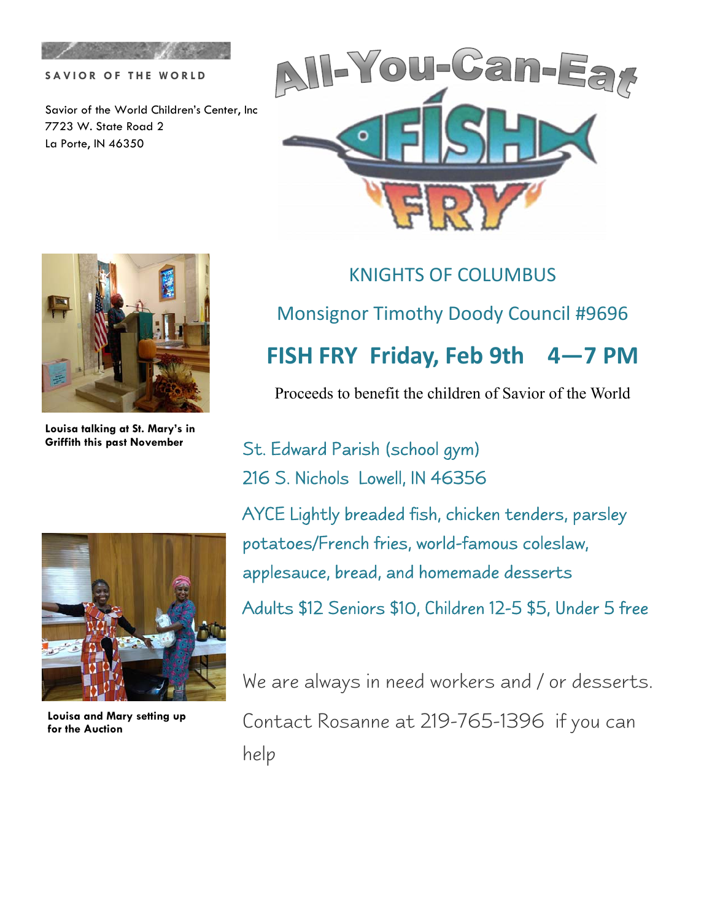SAVIOR OF THE WORLD

Savior of the World Children's Center, Inc
7723 W. State Road 2
La Porte, IN 46350

# All-You-Can-Eat FISH FRY

Louisa talking at St. Mary's in Griffith this past November

## KNIGHTS OF COLUMBUS

## Monsignor Timothy Doody Council #9696

## FISH FRY Friday, Feb 9th 4—7 PM

Proceeds to benefit the children of Savior of the World

St. Edward Parish (school gym)
216 S. Nichols Lowell, IN 46356

AYCE Lightly breaded fish, chicken tenders, parsley potatoes/French fries, world-famous coleslaw, applesauce, bread, and homemade desserts

Adults $12 Seniors $10, Children 12-5 $5, Under 5 free

Louisa and Mary setting up for the Auction

We are always in need workers and / or desserts.

Contact Rosanne at 219-765-1396 if you can help